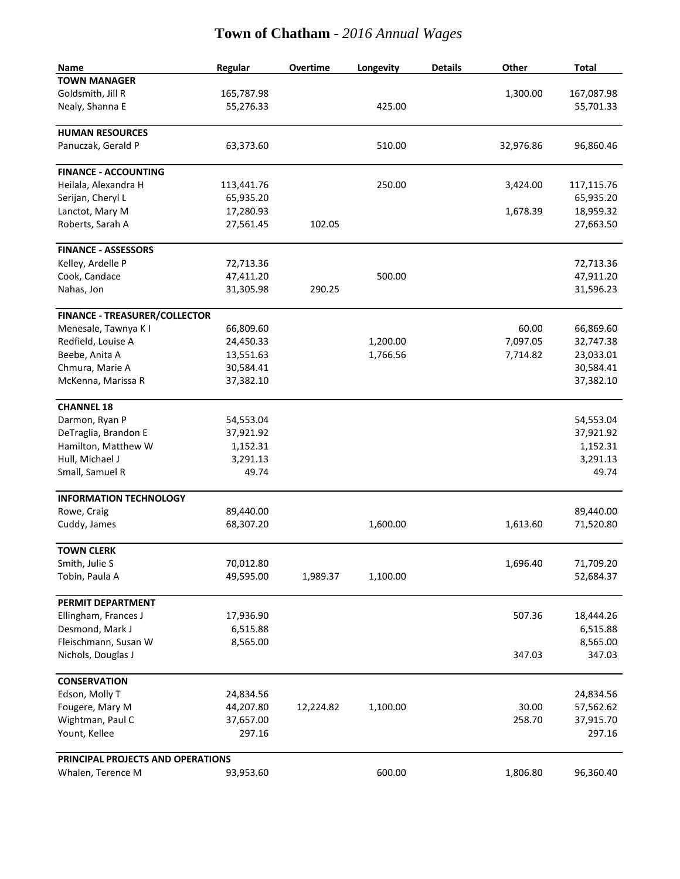# **Town of Chatham** - *2016 Annual Wages*

| Name | Regular | Overtime | Longevity | Details | Other | Total |
|---|---|---|---|---|---|---|
| **TOWN MANAGER** | | | | | | |
| Goldsmith, Jill R | 165,787.98 | | | | 1,300.00 | 167,087.98 |
| Nealy, Shanna E | 55,276.33 | | 425.00 | | | 55,701.33 |
| **HUMAN RESOURCES** | | | | | | |
| Panuczak, Gerald P | 63,373.60 | | 510.00 | | 32,976.86 | 96,860.46 |
| **FINANCE - ACCOUNTING** | | | | | | |
| Heilala, Alexandra H | 113,441.76 | | 250.00 | | 3,424.00 | 117,115.76 |
| Serijan, Cheryl L | 65,935.20 | | | | | 65,935.20 |
| Lanctot, Mary M | 17,280.93 | | | | 1,678.39 | 18,959.32 |
| Roberts, Sarah A | 27,561.45 | 102.05 | | | | 27,663.50 |
| **FINANCE - ASSESSORS** | | | | | | |
| Kelley, Ardelle P | 72,713.36 | | | | | 72,713.36 |
| Cook, Candace | 47,411.20 | | 500.00 | | | 47,911.20 |
| Nahas, Jon | 31,305.98 | 290.25 | | | | 31,596.23 |
| **FINANCE - TREASURER/COLLECTOR** | | | | | | |
| Menesale, Tawnya K I | 66,809.60 | | | | 60.00 | 66,869.60 |
| Redfield, Louise A | 24,450.33 | | 1,200.00 | | 7,097.05 | 32,747.38 |
| Beebe, Anita A | 13,551.63 | | 1,766.56 | | 7,714.82 | 23,033.01 |
| Chmura, Marie A | 30,584.41 | | | | | 30,584.41 |
| McKenna, Marissa R | 37,382.10 | | | | | 37,382.10 |
| **CHANNEL 18** | | | | | | |
| Darmon, Ryan P | 54,553.04 | | | | | 54,553.04 |
| DeTraglia, Brandon E | 37,921.92 | | | | | 37,921.92 |
| Hamilton, Matthew W | 1,152.31 | | | | | 1,152.31 |
| Hull, Michael J | 3,291.13 | | | | | 3,291.13 |
| Small, Samuel R | 49.74 | | | | | 49.74 |
| **INFORMATION TECHNOLOGY** | | | | | | |
| Rowe, Craig | 89,440.00 | | | | | 89,440.00 |
| Cuddy, James | 68,307.20 | | 1,600.00 | | 1,613.60 | 71,520.80 |
| **TOWN CLERK** | | | | | | |
| Smith, Julie S | 70,012.80 | | | | 1,696.40 | 71,709.20 |
| Tobin, Paula A | 49,595.00 | 1,989.37 | 1,100.00 | | | 52,684.37 |
| **PERMIT DEPARTMENT** | | | | | | |
| Ellingham, Frances J | 17,936.90 | | | | 507.36 | 18,444.26 |
| Desmond, Mark J | 6,515.88 | | | | | 6,515.88 |
| Fleischmann, Susan W | 8,565.00 | | | | | 8,565.00 |
| Nichols, Douglas J | | | | | 347.03 | 347.03 |
| **CONSERVATION** | | | | | | |
| Edson, Molly T | 24,834.56 | | | | | 24,834.56 |
| Fougere, Mary M | 44,207.80 | 12,224.82 | 1,100.00 | | 30.00 | 57,562.62 |
| Wightman, Paul C | 37,657.00 | | | | 258.70 | 37,915.70 |
| Yount, Kellee | 297.16 | | | | | 297.16 |
| **PRINCIPAL PROJECTS AND OPERATIONS** | | | | | | |
| Whalen, Terence M | 93,953.60 | | 600.00 | | 1,806.80 | 96,360.40 |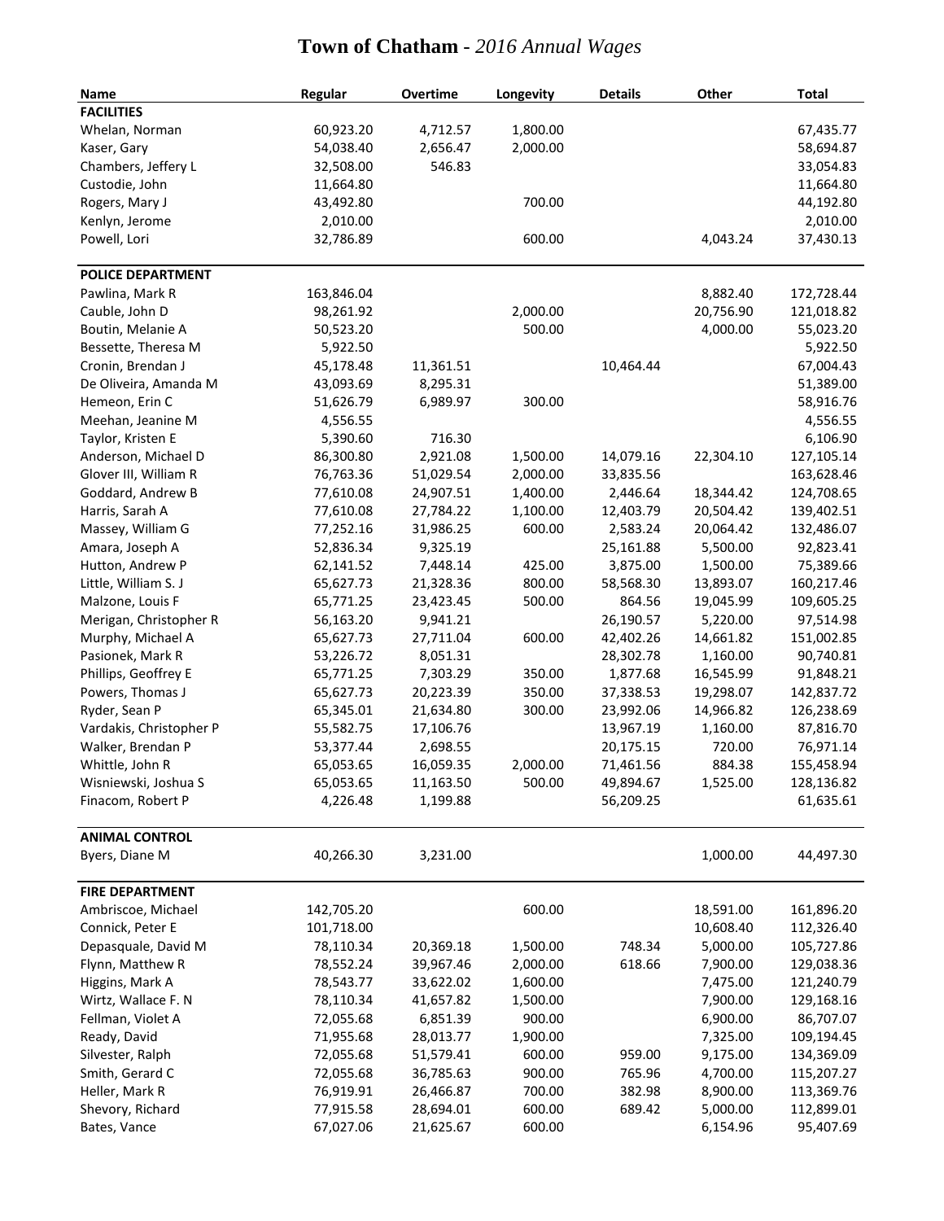# **Town of Chatham** - *2016 Annual Wages*

| Name | Regular | Overtime | Longevity | Details | Other | Total |
|---|---|---|---|---|---|---|
| **FACILITIES** | | | | | | |
| Whelan, Norman | 60,923.20 | 4,712.57 | 1,800.00 | | | 67,435.77 |
| Kaser, Gary | 54,038.40 | 2,656.47 | 2,000.00 | | | 58,694.87 |
| Chambers, Jeffery L | 32,508.00 | 546.83 | | | | 33,054.83 |
| Custodie, John | 11,664.80 | | | | | 11,664.80 |
| Rogers, Mary J | 43,492.80 | | 700.00 | | | 44,192.80 |
| Kenlyn, Jerome | 2,010.00 | | | | | 2,010.00 |
| Powell, Lori | 32,786.89 | | 600.00 | | 4,043.24 | 37,430.13 |
| **POLICE DEPARTMENT** | | | | | | |
| Pawlina, Mark R | 163,846.04 | | | | 8,882.40 | 172,728.44 |
| Cauble, John D | 98,261.92 | | 2,000.00 | | 20,756.90 | 121,018.82 |
| Boutin, Melanie A | 50,523.20 | | 500.00 | | 4,000.00 | 55,023.20 |
| Bessette, Theresa M | 5,922.50 | | | | | 5,922.50 |
| Cronin, Brendan J | 45,178.48 | 11,361.51 | | 10,464.44 | | 67,004.43 |
| De Oliveira, Amanda M | 43,093.69 | 8,295.31 | | | | 51,389.00 |
| Hemeon, Erin C | 51,626.79 | 6,989.97 | 300.00 | | | 58,916.76 |
| Meehan, Jeanine M | 4,556.55 | | | | | 4,556.55 |
| Taylor, Kristen E | 5,390.60 | 716.30 | | | | 6,106.90 |
| Anderson, Michael D | 86,300.80 | 2,921.08 | 1,500.00 | 14,079.16 | 22,304.10 | 127,105.14 |
| Glover III, William R | 76,763.36 | 51,029.54 | 2,000.00 | 33,835.56 | | 163,628.46 |
| Goddard, Andrew B | 77,610.08 | 24,907.51 | 1,400.00 | 2,446.64 | 18,344.42 | 124,708.65 |
| Harris, Sarah A | 77,610.08 | 27,784.22 | 1,100.00 | 12,403.79 | 20,504.42 | 139,402.51 |
| Massey, William G | 77,252.16 | 31,986.25 | 600.00 | 2,583.24 | 20,064.42 | 132,486.07 |
| Amara, Joseph A | 52,836.34 | 9,325.19 | | 25,161.88 | 5,500.00 | 92,823.41 |
| Hutton, Andrew P | 62,141.52 | 7,448.14 | 425.00 | 3,875.00 | 1,500.00 | 75,389.66 |
| Little, William S. J | 65,627.73 | 21,328.36 | 800.00 | 58,568.30 | 13,893.07 | 160,217.46 |
| Malzone, Louis F | 65,771.25 | 23,423.45 | 500.00 | 864.56 | 19,045.99 | 109,605.25 |
| Merigan, Christopher R | 56,163.20 | 9,941.21 | | 26,190.57 | 5,220.00 | 97,514.98 |
| Murphy, Michael A | 65,627.73 | 27,711.04 | 600.00 | 42,402.26 | 14,661.82 | 151,002.85 |
| Pasionek, Mark R | 53,226.72 | 8,051.31 | | 28,302.78 | 1,160.00 | 90,740.81 |
| Phillips, Geoffrey E | 65,771.25 | 7,303.29 | 350.00 | 1,877.68 | 16,545.99 | 91,848.21 |
| Powers, Thomas J | 65,627.73 | 20,223.39 | 350.00 | 37,338.53 | 19,298.07 | 142,837.72 |
| Ryder, Sean P | 65,345.01 | 21,634.80 | 300.00 | 23,992.06 | 14,966.82 | 126,238.69 |
| Vardakis, Christopher P | 55,582.75 | 17,106.76 | | 13,967.19 | 1,160.00 | 87,816.70 |
| Walker, Brendan P | 53,377.44 | 2,698.55 | | 20,175.15 | 720.00 | 76,971.14 |
| Whittle, John R | 65,053.65 | 16,059.35 | 2,000.00 | 71,461.56 | 884.38 | 155,458.94 |
| Wisniewski, Joshua S | 65,053.65 | 11,163.50 | 500.00 | 49,894.67 | 1,525.00 | 128,136.82 |
| Finacom, Robert P | 4,226.48 | 1,199.88 | | 56,209.25 | | 61,635.61 |
| **ANIMAL CONTROL** | | | | | | |
| Byers, Diane M | 40,266.30 | 3,231.00 | | | 1,000.00 | 44,497.30 |
| **FIRE DEPARTMENT** | | | | | | |
| Ambriscoe, Michael | 142,705.20 | | 600.00 | | 18,591.00 | 161,896.20 |
| Connick, Peter E | 101,718.00 | | | | 10,608.40 | 112,326.40 |
| Depasquale, David M | 78,110.34 | 20,369.18 | 1,500.00 | 748.34 | 5,000.00 | 105,727.86 |
| Flynn, Matthew R | 78,552.24 | 39,967.46 | 2,000.00 | 618.66 | 7,900.00 | 129,038.36 |
| Higgins, Mark A | 78,543.77 | 33,622.02 | 1,600.00 | | 7,475.00 | 121,240.79 |
| Wirtz, Wallace F. N | 78,110.34 | 41,657.82 | 1,500.00 | | 7,900.00 | 129,168.16 |
| Fellman, Violet A | 72,055.68 | 6,851.39 | 900.00 | | 6,900.00 | 86,707.07 |
| Ready, David | 71,955.68 | 28,013.77 | 1,900.00 | | 7,325.00 | 109,194.45 |
| Silvester, Ralph | 72,055.68 | 51,579.41 | 600.00 | 959.00 | 9,175.00 | 134,369.09 |
| Smith, Gerard C | 72,055.68 | 36,785.63 | 900.00 | 765.96 | 4,700.00 | 115,207.27 |
| Heller, Mark R | 76,919.91 | 26,466.87 | 700.00 | 382.98 | 8,900.00 | 113,369.76 |
| Shevory, Richard | 77,915.58 | 28,694.01 | 600.00 | 689.42 | 5,000.00 | 112,899.01 |
| Bates, Vance | 67,027.06 | 21,625.67 | 600.00 | | 6,154.96 | 95,407.69 |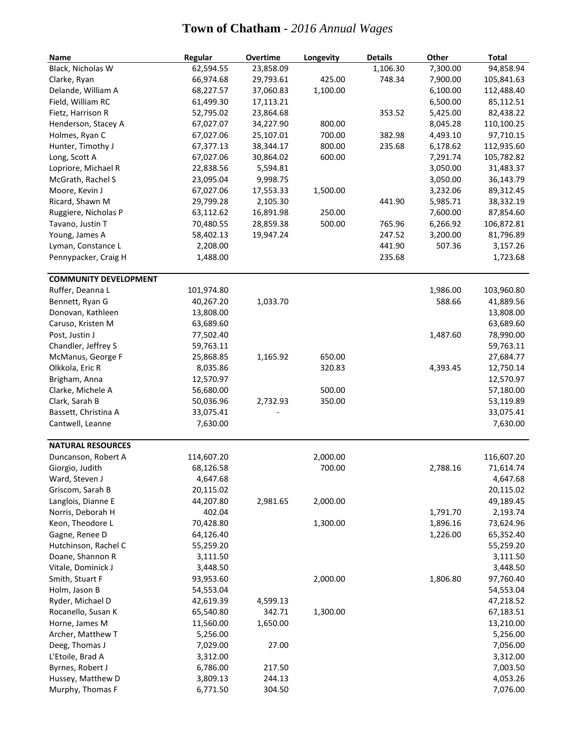| Name | Regular | Overtime | Longevity | Details | Other | Total |
|---|---|---|---|---|---|---|
| Black, Nicholas W | 62,594.55 | 23,858.09 | | 1,106.30 | 7,300.00 | 94,858.94 |
| Clarke, Ryan | 66,974.68 | 29,793.61 | 425.00 | 748.34 | 7,900.00 | 105,841.63 |
| Delande, William A | 68,227.57 | 37,060.83 | 1,100.00 | | 6,100.00 | 112,488.40 |
| Field, William RC | 61,499.30 | 17,113.21 | | | 6,500.00 | 85,112.51 |
| Fietz, Harrison R | 52,795.02 | 23,864.68 | | 353.52 | 5,425.00 | 82,438.22 |
| Henderson, Stacey A | 67,027.07 | 34,227.90 | 800.00 | | 8,045.28 | 110,100.25 |
| Holmes, Ryan C | 67,027.06 | 25,107.01 | 700.00 | 382.98 | 4,493.10 | 97,710.15 |
| Hunter, Timothy J | 67,377.13 | 38,344.17 | 800.00 | 235.68 | 6,178.62 | 112,935.60 |
| Long, Scott A | 67,027.06 | 30,864.02 | 600.00 | | 7,291.74 | 105,782.82 |
| Lopriore, Michael R | 22,838.56 | 5,594.81 | | | 3,050.00 | 31,483.37 |
| McGrath, Rachel S | 23,095.04 | 9,998.75 | | | 3,050.00 | 36,143.79 |
| Moore, Kevin J | 67,027.06 | 17,553.33 | 1,500.00 | | 3,232.06 | 89,312.45 |
| Ricard, Shawn M | 29,799.28 | 2,105.30 | | 441.90 | 5,985.71 | 38,332.19 |
| Ruggiere, Nicholas P | 63,112.62 | 16,891.98 | 250.00 | | 7,600.00 | 87,854.60 |
| Tavano, Justin T | 70,480.55 | 28,859.38 | 500.00 | 765.96 | 6,266.92 | 106,872.81 |
| Young, James A | 58,402.13 | 19,947.24 | | 247.52 | 3,200.00 | 81,796.89 |
| Lyman, Constance L | 2,208.00 | | | 441.90 | 507.36 | 3,157.26 |
| Pennypacker, Craig H | 1,488.00 | | | 235.68 | | 1,723.68 |
| **COMMUNITY DEVELOPMENT** | | | | | | |
| Ruffer, Deanna L | 101,974.80 | | | | 1,986.00 | 103,960.80 |
| Bennett, Ryan G | 40,267.20 | 1,033.70 | | | 588.66 | 41,889.56 |
| Donovan, Kathleen | 13,808.00 | | | | | 13,808.00 |
| Caruso, Kristen M | 63,689.60 | | | | | 63,689.60 |
| Post, Justin J | 77,502.40 | | | | 1,487.60 | 78,990.00 |
| Chandler, Jeffrey S | 59,763.11 | | | | | 59,763.11 |
| McManus, George F | 25,868.85 | 1,165.92 | 650.00 | | | 27,684.77 |
| Olkkola, Eric R | 8,035.86 | | 320.83 | | 4,393.45 | 12,750.14 |
| Brigham, Anna | 12,570.97 | | | | | 12,570.97 |
| Clarke, Michele A | 56,680.00 | | 500.00 | | | 57,180.00 |
| Clark, Sarah B | 50,036.96 | 2,732.93 | 350.00 | | | 53,119.89 |
| Bassett, Christina A | 33,075.41 | - | | | | 33,075.41 |
| Cantwell, Leanne | 7,630.00 | | | | | 7,630.00 |
| **NATURAL RESOURCES** | | | | | | |
| Duncanson, Robert A | 114,607.20 | | 2,000.00 | | | 116,607.20 |
| Giorgio, Judith | 68,126.58 | | 700.00 | | 2,788.16 | 71,614.74 |
| Ward, Steven J | 4,647.68 | | | | | 4,647.68 |
| Griscom, Sarah B | 20,115.02 | | | | | 20,115.02 |
| Langlois, Dianne E | 44,207.80 | 2,981.65 | 2,000.00 | | | 49,189.45 |
| Norris, Deborah H | 402.04 | | | | 1,791.70 | 2,193.74 |
| Keon, Theodore L | 70,428.80 | | 1,300.00 | | 1,896.16 | 73,624.96 |
| Gagne, Renee D | 64,126.40 | | | | 1,226.00 | 65,352.40 |
| Hutchinson, Rachel C | 55,259.20 | | | | | 55,259.20 |
| Doane, Shannon R | 3,111.50 | | | | | 3,111.50 |
| Vitale, Dominick J | 3,448.50 | | | | | 3,448.50 |
| Smith, Stuart F | 93,953.60 | | 2,000.00 | | 1,806.80 | 97,760.40 |
| Holm, Jason B | 54,553.04 | | | | | 54,553.04 |
| Ryder, Michael D | 42,619.39 | 4,599.13 | | | | 47,218.52 |
| Rocanello, Susan K | 65,540.80 | 342.71 | 1,300.00 | | | 67,183.51 |
| Horne, James M | 11,560.00 | 1,650.00 | | | | 13,210.00 |
| Archer, Matthew T | 5,256.00 | | | | | 5,256.00 |
| Deeg, Thomas J | 7,029.00 | 27.00 | | | | 7,056.00 |
| L'Etoile, Brad A | 3,312.00 | | | | | 3,312.00 |
| Byrnes, Robert J | 6,786.00 | 217.50 | | | | 7,003.50 |
| Hussey, Matthew D | 3,809.13 | 244.13 | | | | 4,053.26 |
| Murphy, Thomas F | 6,771.50 | 304.50 | | | | 7,076.00 |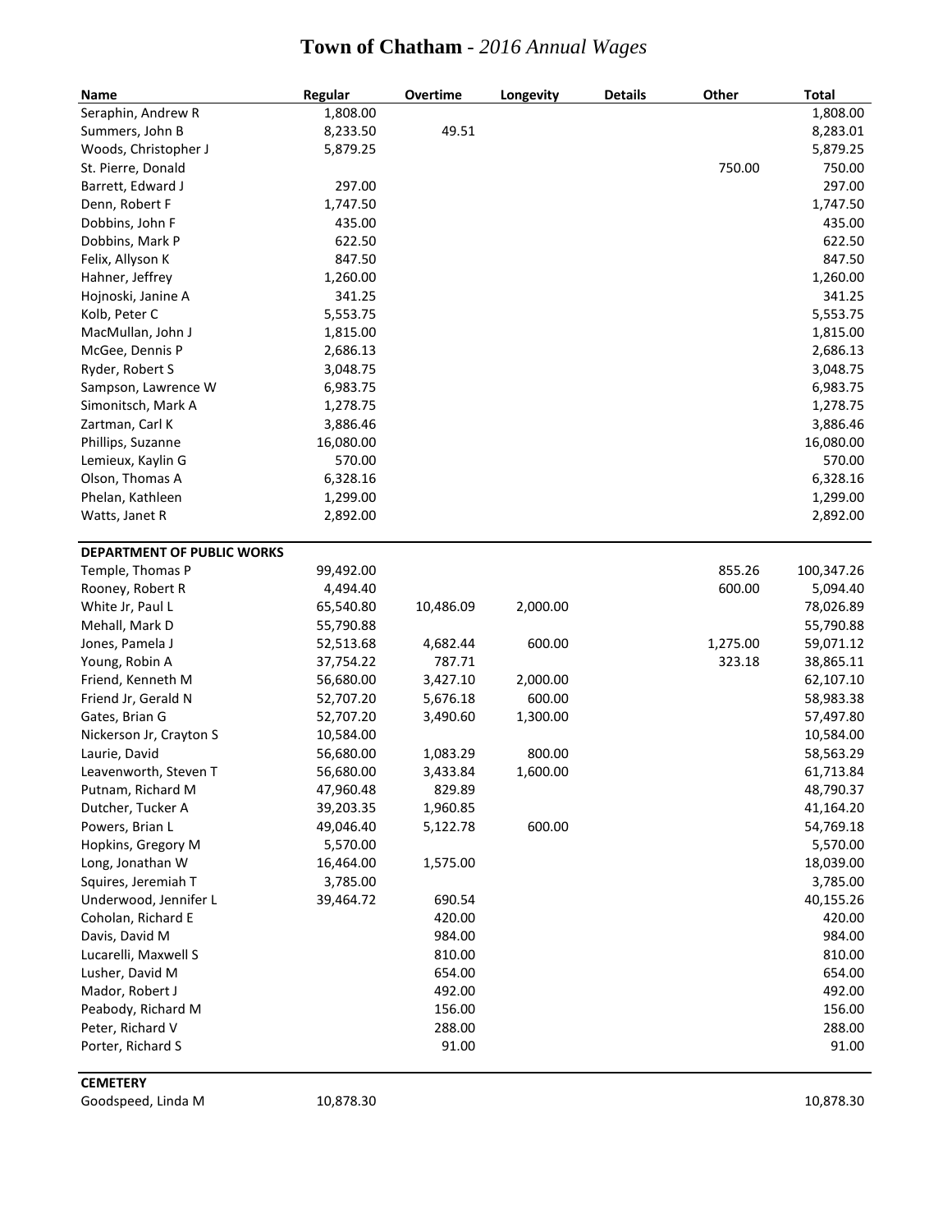# Town of Chatham - *2016 Annual Wages*

| Name | Regular | Overtime | Longevity | Details | Other | Total |
|---|---|---|---|---|---|---|
| Seraphin, Andrew R | 1,808.00 | | | | | 1,808.00 |
| Summers, John B | 8,233.50 | 49.51 | | | | 8,283.01 |
| Woods, Christopher J | 5,879.25 | | | | | 5,879.25 |
| St. Pierre, Donald | | | | | 750.00 | 750.00 |
| Barrett, Edward J | 297.00 | | | | | 297.00 |
| Denn, Robert F | 1,747.50 | | | | | 1,747.50 |
| Dobbins, John F | 435.00 | | | | | 435.00 |
| Dobbins, Mark P | 622.50 | | | | | 622.50 |
| Felix, Allyson K | 847.50 | | | | | 847.50 |
| Hahner, Jeffrey | 1,260.00 | | | | | 1,260.00 |
| Hojnoski, Janine A | 341.25 | | | | | 341.25 |
| Kolb, Peter C | 5,553.75 | | | | | 5,553.75 |
| MacMullan, John J | 1,815.00 | | | | | 1,815.00 |
| McGee, Dennis P | 2,686.13 | | | | | 2,686.13 |
| Ryder, Robert S | 3,048.75 | | | | | 3,048.75 |
| Sampson, Lawrence W | 6,983.75 | | | | | 6,983.75 |
| Simonitsch, Mark A | 1,278.75 | | | | | 1,278.75 |
| Zartman, Carl K | 3,886.46 | | | | | 3,886.46 |
| Phillips, Suzanne | 16,080.00 | | | | | 16,080.00 |
| Lemieux, Kaylin G | 570.00 | | | | | 570.00 |
| Olson, Thomas A | 6,328.16 | | | | | 6,328.16 |
| Phelan, Kathleen | 1,299.00 | | | | | 1,299.00 |
| Watts, Janet R | 2,892.00 | | | | | 2,892.00 |
| **DEPARTMENT OF PUBLIC WORKS** | | | | | | |
| Temple, Thomas P | 99,492.00 | | | | 855.26 | 100,347.26 |
| Rooney, Robert R | 4,494.40 | | | | 600.00 | 5,094.40 |
| White Jr, Paul L | 65,540.80 | 10,486.09 | 2,000.00 | | | 78,026.89 |
| Mehall, Mark D | 55,790.88 | | | | | 55,790.88 |
| Jones, Pamela J | 52,513.68 | 4,682.44 | 600.00 | | 1,275.00 | 59,071.12 |
| Young, Robin A | 37,754.22 | 787.71 | | | 323.18 | 38,865.11 |
| Friend, Kenneth M | 56,680.00 | 3,427.10 | 2,000.00 | | | 62,107.10 |
| Friend Jr, Gerald N | 52,707.20 | 5,676.18 | 600.00 | | | 58,983.38 |
| Gates, Brian G | 52,707.20 | 3,490.60 | 1,300.00 | | | 57,497.80 |
| Nickerson Jr, Crayton S | 10,584.00 | | | | | 10,584.00 |
| Laurie, David | 56,680.00 | 1,083.29 | 800.00 | | | 58,563.29 |
| Leavenworth, Steven T | 56,680.00 | 3,433.84 | 1,600.00 | | | 61,713.84 |
| Putnam, Richard M | 47,960.48 | 829.89 | | | | 48,790.37 |
| Dutcher, Tucker A | 39,203.35 | 1,960.85 | | | | 41,164.20 |
| Powers, Brian L | 49,046.40 | 5,122.78 | 600.00 | | | 54,769.18 |
| Hopkins, Gregory M | 5,570.00 | | | | | 5,570.00 |
| Long, Jonathan W | 16,464.00 | 1,575.00 | | | | 18,039.00 |
| Squires, Jeremiah T | 3,785.00 | | | | | 3,785.00 |
| Underwood, Jennifer L | 39,464.72 | 690.54 | | | | 40,155.26 |
| Coholan, Richard E | | 420.00 | | | | 420.00 |
| Davis, David M | | 984.00 | | | | 984.00 |
| Lucarelli, Maxwell S | | 810.00 | | | | 810.00 |
| Lusher, David M | | 654.00 | | | | 654.00 |
| Mador, Robert J | | 492.00 | | | | 492.00 |
| Peabody, Richard M | | 156.00 | | | | 156.00 |
| Peter, Richard V | | 288.00 | | | | 288.00 |
| Porter, Richard S | | 91.00 | | | | 91.00 |
| **CEMETERY** | | | | | | |
| Goodspeed, Linda M | 10,878.30 | | | | | 10,878.30 |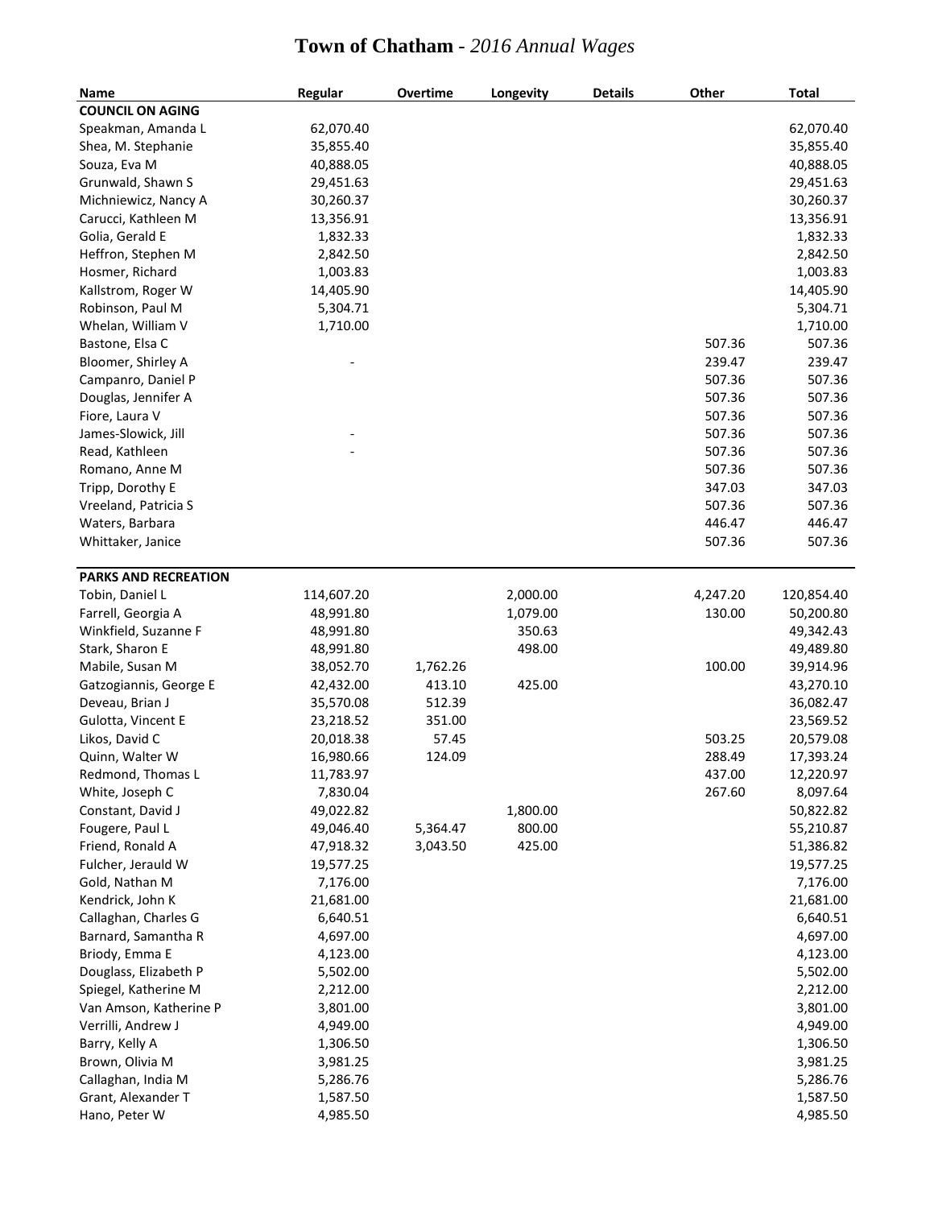# **Town of Chatham** - *2016 Annual Wages*

| Name | Regular | Overtime | Longevity | Details | Other | Total |
|---|---|---|---|---|---|---|
| **COUNCIL ON AGING** | | | | | | |
| Speakman, Amanda L | 62,070.40 | | | | | 62,070.40 |
| Shea, M. Stephanie | 35,855.40 | | | | | 35,855.40 |
| Souza, Eva M | 40,888.05 | | | | | 40,888.05 |
| Grunwald, Shawn S | 29,451.63 | | | | | 29,451.63 |
| Michniewicz, Nancy A | 30,260.37 | | | | | 30,260.37 |
| Carucci, Kathleen M | 13,356.91 | | | | | 13,356.91 |
| Golia, Gerald E | 1,832.33 | | | | | 1,832.33 |
| Heffron, Stephen M | 2,842.50 | | | | | 2,842.50 |
| Hosmer, Richard | 1,003.83 | | | | | 1,003.83 |
| Kallstrom, Roger W | 14,405.90 | | | | | 14,405.90 |
| Robinson, Paul M | 5,304.71 | | | | | 5,304.71 |
| Whelan, William V | 1,710.00 | | | | | 1,710.00 |
| Bastone, Elsa C | | | | | 507.36 | 507.36 |
| Bloomer, Shirley A | - | | | | 239.47 | 239.47 |
| Campanro, Daniel P | | | | | 507.36 | 507.36 |
| Douglas, Jennifer A | | | | | 507.36 | 507.36 |
| Fiore, Laura V | | | | | 507.36 | 507.36 |
| James-Slowick, Jill | - | | | | 507.36 | 507.36 |
| Read, Kathleen | - | | | | 507.36 | 507.36 |
| Romano, Anne M | | | | | 507.36 | 507.36 |
| Tripp, Dorothy E | | | | | 347.03 | 347.03 |
| Vreeland, Patricia S | | | | | 507.36 | 507.36 |
| Waters, Barbara | | | | | 446.47 | 446.47 |
| Whittaker, Janice | | | | | 507.36 | 507.36 |
| **PARKS AND RECREATION** | | | | | | |
| Tobin, Daniel L | 114,607.20 | | 2,000.00 | | 4,247.20 | 120,854.40 |
| Farrell, Georgia A | 48,991.80 | | 1,079.00 | | 130.00 | 50,200.80 |
| Winkfield, Suzanne F | 48,991.80 | | 350.63 | | | 49,342.43 |
| Stark, Sharon E | 48,991.80 | | 498.00 | | | 49,489.80 |
| Mabile, Susan M | 38,052.70 | 1,762.26 | | | 100.00 | 39,914.96 |
| Gatzogiannis, George E | 42,432.00 | 413.10 | 425.00 | | | 43,270.10 |
| Deveau, Brian J | 35,570.08 | 512.39 | | | | 36,082.47 |
| Gulotta, Vincent E | 23,218.52 | 351.00 | | | | 23,569.52 |
| Likos, David C | 20,018.38 | 57.45 | | | 503.25 | 20,579.08 |
| Quinn, Walter W | 16,980.66 | 124.09 | | | 288.49 | 17,393.24 |
| Redmond, Thomas L | 11,783.97 | | | | 437.00 | 12,220.97 |
| White, Joseph C | 7,830.04 | | | | 267.60 | 8,097.64 |
| Constant, David J | 49,022.82 | | 1,800.00 | | | 50,822.82 |
| Fougere, Paul L | 49,046.40 | 5,364.47 | 800.00 | | | 55,210.87 |
| Friend, Ronald A | 47,918.32 | 3,043.50 | 425.00 | | | 51,386.82 |
| Fulcher, Jerauld W | 19,577.25 | | | | | 19,577.25 |
| Gold, Nathan M | 7,176.00 | | | | | 7,176.00 |
| Kendrick, John K | 21,681.00 | | | | | 21,681.00 |
| Callaghan, Charles G | 6,640.51 | | | | | 6,640.51 |
| Barnard, Samantha R | 4,697.00 | | | | | 4,697.00 |
| Briody, Emma E | 4,123.00 | | | | | 4,123.00 |
| Douglass, Elizabeth P | 5,502.00 | | | | | 5,502.00 |
| Spiegel, Katherine M | 2,212.00 | | | | | 2,212.00 |
| Van Amson, Katherine P | 3,801.00 | | | | | 3,801.00 |
| Verrilli, Andrew J | 4,949.00 | | | | | 4,949.00 |
| Barry, Kelly A | 1,306.50 | | | | | 1,306.50 |
| Brown, Olivia M | 3,981.25 | | | | | 3,981.25 |
| Callaghan, India M | 5,286.76 | | | | | 5,286.76 |
| Grant, Alexander T | 1,587.50 | | | | | 1,587.50 |
| Hano, Peter W | 4,985.50 | | | | | 4,985.50 |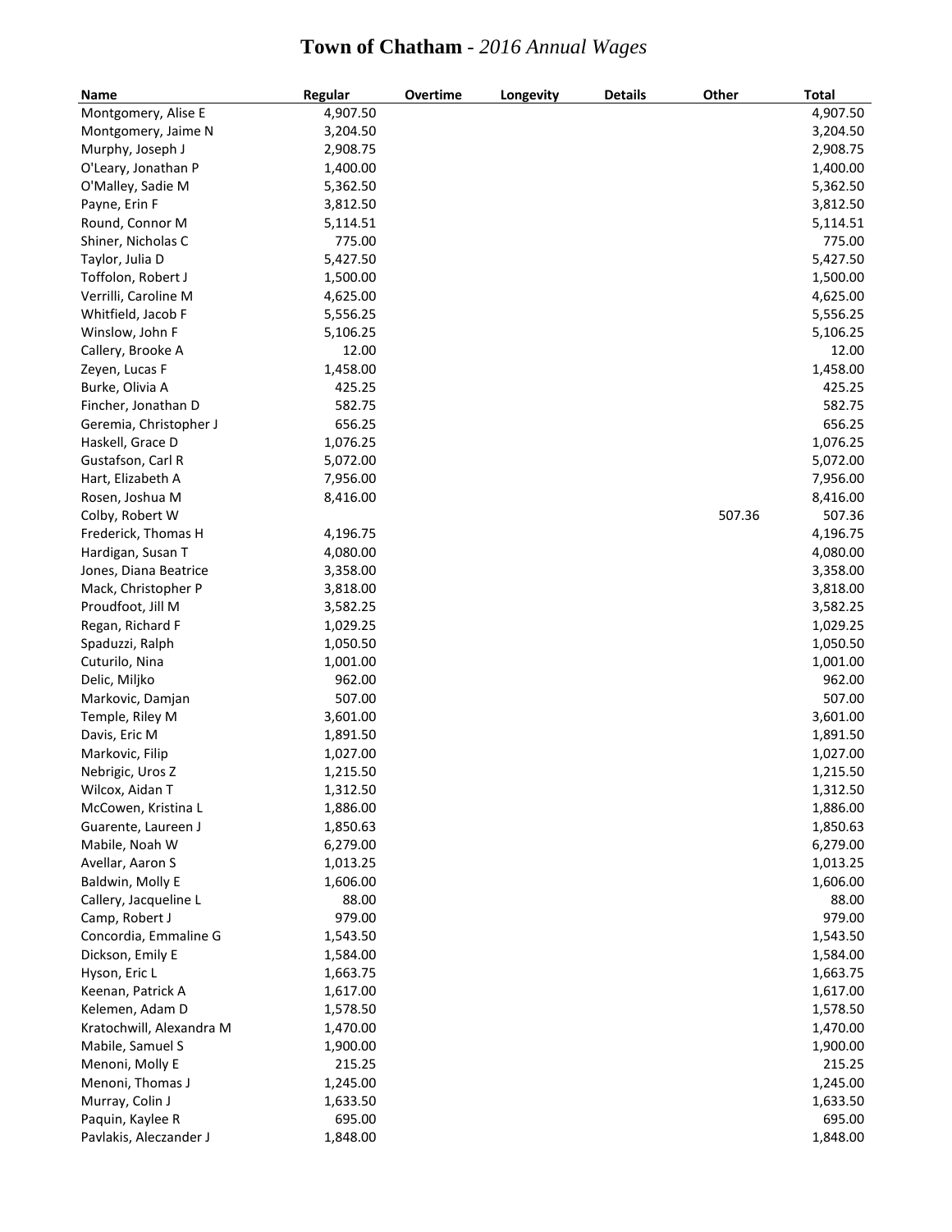# Town of Chatham - *2016 Annual Wages*

| Name | Regular | Overtime | Longevity | Details | Other | Total |
|---|---|---|---|---|---|---|
| Montgomery, Alise E | 4,907.50 | | | | | 4,907.50 |
| Montgomery, Jaime N | 3,204.50 | | | | | 3,204.50 |
| Murphy, Joseph J | 2,908.75 | | | | | 2,908.75 |
| O'Leary, Jonathan P | 1,400.00 | | | | | 1,400.00 |
| O'Malley, Sadie M | 5,362.50 | | | | | 5,362.50 |
| Payne, Erin F | 3,812.50 | | | | | 3,812.50 |
| Round, Connor M | 5,114.51 | | | | | 5,114.51 |
| Shiner, Nicholas C | 775.00 | | | | | 775.00 |
| Taylor, Julia D | 5,427.50 | | | | | 5,427.50 |
| Toffolon, Robert J | 1,500.00 | | | | | 1,500.00 |
| Verrilli, Caroline M | 4,625.00 | | | | | 4,625.00 |
| Whitfield, Jacob F | 5,556.25 | | | | | 5,556.25 |
| Winslow, John F | 5,106.25 | | | | | 5,106.25 |
| Callery, Brooke A | 12.00 | | | | | 12.00 |
| Zeyen, Lucas F | 1,458.00 | | | | | 1,458.00 |
| Burke, Olivia A | 425.25 | | | | | 425.25 |
| Fincher, Jonathan D | 582.75 | | | | | 582.75 |
| Geremia, Christopher J | 656.25 | | | | | 656.25 |
| Haskell, Grace D | 1,076.25 | | | | | 1,076.25 |
| Gustafson, Carl R | 5,072.00 | | | | | 5,072.00 |
| Hart, Elizabeth A | 7,956.00 | | | | | 7,956.00 |
| Rosen, Joshua M | 8,416.00 | | | | | 8,416.00 |
| Colby, Robert W | | | | | 507.36 | 507.36 |
| Frederick, Thomas H | 4,196.75 | | | | | 4,196.75 |
| Hardigan, Susan T | 4,080.00 | | | | | 4,080.00 |
| Jones, Diana Beatrice | 3,358.00 | | | | | 3,358.00 |
| Mack, Christopher P | 3,818.00 | | | | | 3,818.00 |
| Proudfoot, Jill M | 3,582.25 | | | | | 3,582.25 |
| Regan, Richard F | 1,029.25 | | | | | 1,029.25 |
| Spaduzzi, Ralph | 1,050.50 | | | | | 1,050.50 |
| Cuturilo, Nina | 1,001.00 | | | | | 1,001.00 |
| Delic, Miljko | 962.00 | | | | | 962.00 |
| Markovic, Damjan | 507.00 | | | | | 507.00 |
| Temple, Riley M | 3,601.00 | | | | | 3,601.00 |
| Davis, Eric M | 1,891.50 | | | | | 1,891.50 |
| Markovic, Filip | 1,027.00 | | | | | 1,027.00 |
| Nebrigic, Uros Z | 1,215.50 | | | | | 1,215.50 |
| Wilcox, Aidan T | 1,312.50 | | | | | 1,312.50 |
| McCowen, Kristina L | 1,886.00 | | | | | 1,886.00 |
| Guarente, Laureen J | 1,850.63 | | | | | 1,850.63 |
| Mabile, Noah W | 6,279.00 | | | | | 6,279.00 |
| Avellar, Aaron S | 1,013.25 | | | | | 1,013.25 |
| Baldwin, Molly E | 1,606.00 | | | | | 1,606.00 |
| Callery, Jacqueline L | 88.00 | | | | | 88.00 |
| Camp, Robert J | 979.00 | | | | | 979.00 |
| Concordia, Emmaline G | 1,543.50 | | | | | 1,543.50 |
| Dickson, Emily E | 1,584.00 | | | | | 1,584.00 |
| Hyson, Eric L | 1,663.75 | | | | | 1,663.75 |
| Keenan, Patrick A | 1,617.00 | | | | | 1,617.00 |
| Kelemen, Adam D | 1,578.50 | | | | | 1,578.50 |
| Kratochwill, Alexandra M | 1,470.00 | | | | | 1,470.00 |
| Mabile, Samuel S | 1,900.00 | | | | | 1,900.00 |
| Menoni, Molly E | 215.25 | | | | | 215.25 |
| Menoni, Thomas J | 1,245.00 | | | | | 1,245.00 |
| Murray, Colin J | 1,633.50 | | | | | 1,633.50 |
| Paquin, Kaylee R | 695.00 | | | | | 695.00 |
| Pavlakis, Aleczander J | 1,848.00 | | | | | 1,848.00 |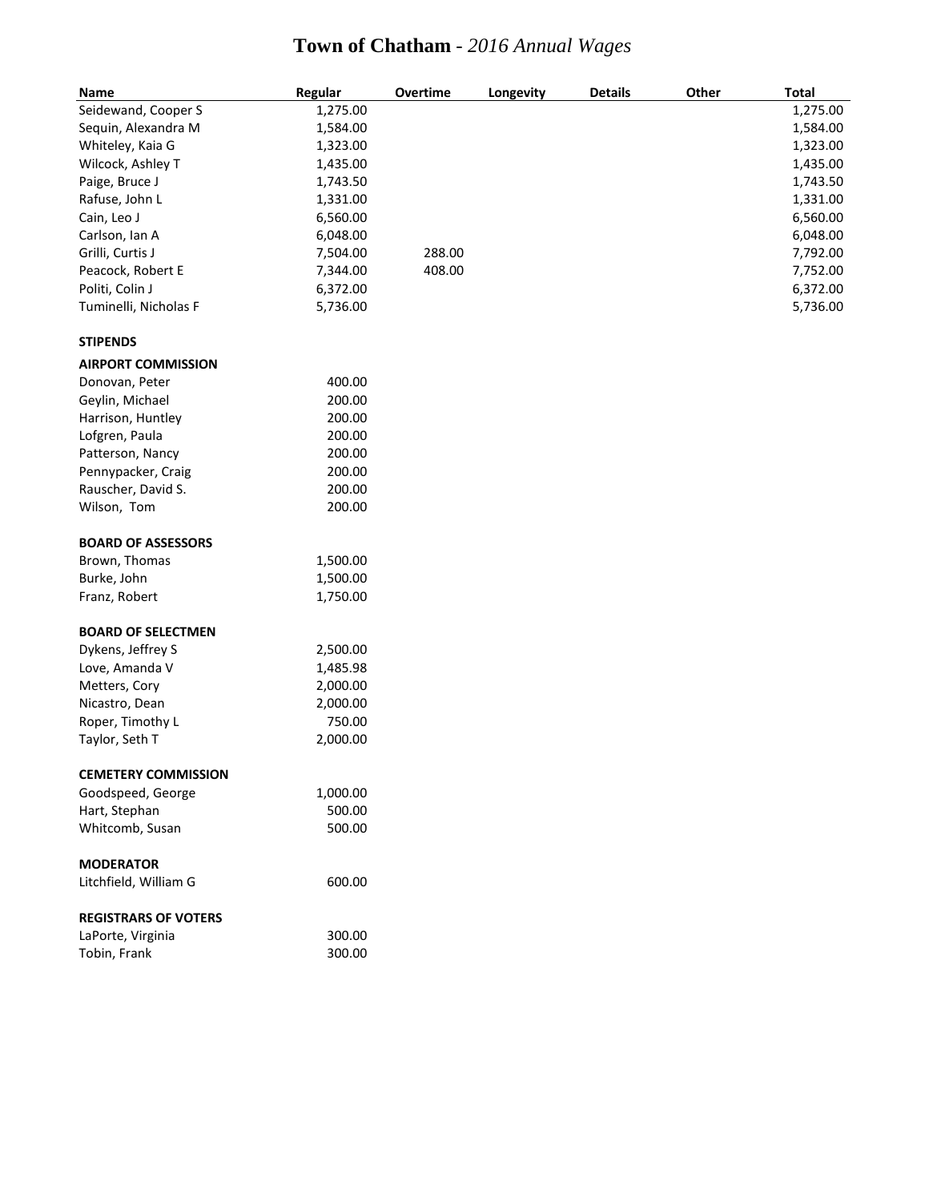# Town of Chatham - *2016 Annual Wages*

| Name | Regular | Overtime | Longevity | Details | Other | Total |
|---|---|---|---|---|---|---|
| Seidewand, Cooper S | 1,275.00 | | | | | 1,275.00 |
| Sequin, Alexandra M | 1,584.00 | | | | | 1,584.00 |
| Whiteley, Kaia G | 1,323.00 | | | | | 1,323.00 |
| Wilcock, Ashley T | 1,435.00 | | | | | 1,435.00 |
| Paige, Bruce J | 1,743.50 | | | | | 1,743.50 |
| Rafuse, John L | 1,331.00 | | | | | 1,331.00 |
| Cain, Leo J | 6,560.00 | | | | | 6,560.00 |
| Carlson, Ian A | 6,048.00 | | | | | 6,048.00 |
| Grilli, Curtis J | 7,504.00 | 288.00 | | | | 7,792.00 |
| Peacock, Robert E | 7,344.00 | 408.00 | | | | 7,752.00 |
| Politi, Colin J | 6,372.00 | | | | | 6,372.00 |
| Tuminelli, Nicholas F | 5,736.00 | | | | | 5,736.00 |
| **STIPENDS** | | | | | | |
| **AIRPORT COMMISSION** | | | | | | |
| Donovan, Peter | 400.00 | | | | | |
| Geylin, Michael | 200.00 | | | | | |
| Harrison, Huntley | 200.00 | | | | | |
| Lofgren, Paula | 200.00 | | | | | |
| Patterson, Nancy | 200.00 | | | | | |
| Pennypacker, Craig | 200.00 | | | | | |
| Rauscher, David S. | 200.00 | | | | | |
| Wilson, Tom | 200.00 | | | | | |
| **BOARD OF ASSESSORS** | | | | | | |
| Brown, Thomas | 1,500.00 | | | | | |
| Burke, John | 1,500.00 | | | | | |
| Franz, Robert | 1,750.00 | | | | | |
| **BOARD OF SELECTMEN** | | | | | | |
| Dykens, Jeffrey S | 2,500.00 | | | | | |
| Love, Amanda V | 1,485.98 | | | | | |
| Metters, Cory | 2,000.00 | | | | | |
| Nicastro, Dean | 2,000.00 | | | | | |
| Roper, Timothy L | 750.00 | | | | | |
| Taylor, Seth T | 2,000.00 | | | | | |
| **CEMETERY COMMISSION** | | | | | | |
| Goodspeed, George | 1,000.00 | | | | | |
| Hart, Stephan | 500.00 | | | | | |
| Whitcomb, Susan | 500.00 | | | | | |
| **MODERATOR** | | | | | | |
| Litchfield, William G | 600.00 | | | | | |
| **REGISTRARS OF VOTERS** | | | | | | |
| LaPorte, Virginia | 300.00 | | | | | |
| Tobin, Frank | 300.00 | | | | | |